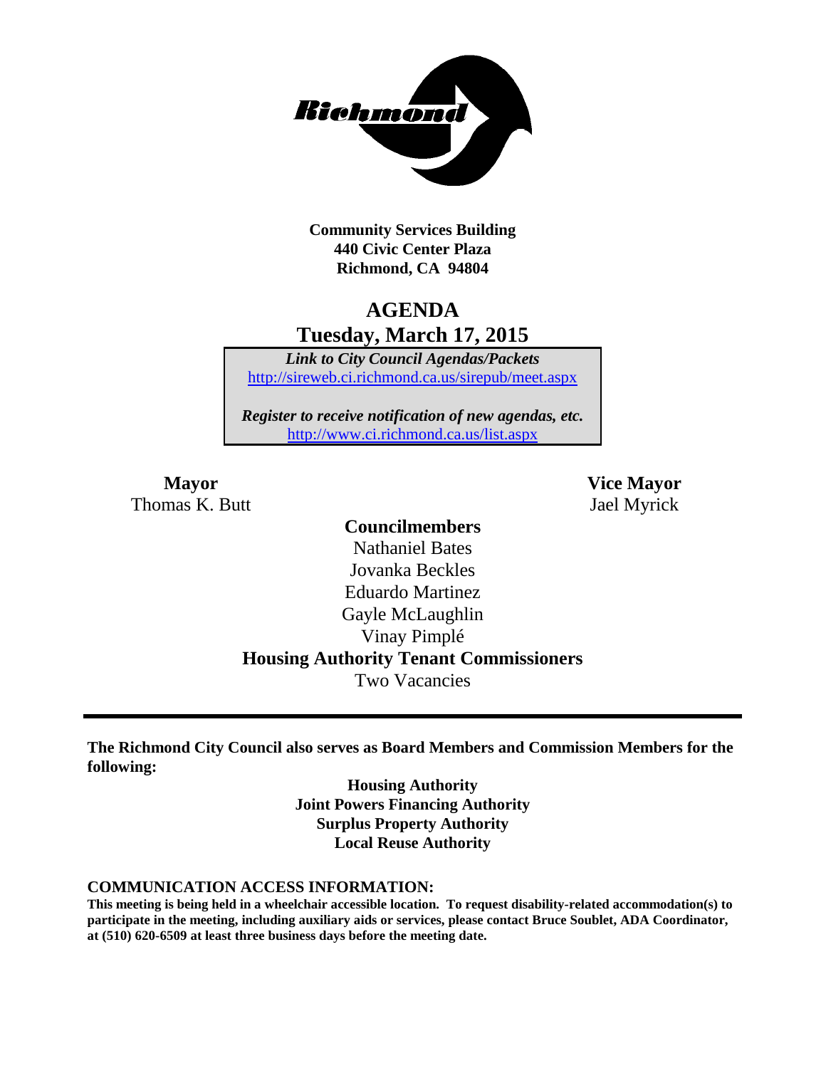**Community Services Building**
**440 Civic Center Plaza**
**Richmond, CA 94804**

# AGENDA
## Tuesday, March 17, 2015

***Link to City Council Agendas/Packets***
http://sireweb.ci.richmond.ca.us/sirepub/meet.aspx

***Register to receive notification of new agendas, etc.***
http://www.ci.richmond.ca.us/list.aspx

**Mayor**
Thomas K. Butt

**Vice Mayor**
Jael Myrick

**Councilmembers**
Nathaniel Bates
Jovanka Beckles
Eduardo Martinez
Gayle McLaughlin
Vinay Pimplé

**Housing Authority Tenant Commissioners**
Two Vacancies

---

**The Richmond City Council also serves as Board Members and Commission Members for the following:**

**Housing Authority**
**Joint Powers Financing Authority**
**Surplus Property Authority**
**Local Reuse Authority**

**COMMUNICATION ACCESS INFORMATION:**
**This meeting is being held in a wheelchair accessible location. To request disability-related accommodation(s) to participate in the meeting, including auxiliary aids or services, please contact Bruce Soublet, ADA Coordinator, at (510) 620-6509 at least three business days before the meeting date.**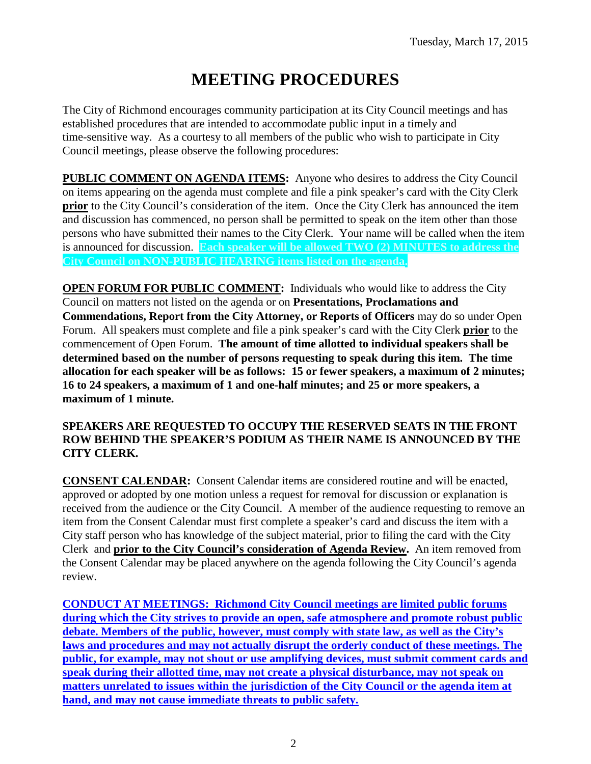Tuesday, March 17, 2015

# MEETING PROCEDURES

The City of Richmond encourages community participation at its City Council meetings and has established procedures that are intended to accommodate public input in a timely and time-sensitive way. As a courtesy to all members of the public who wish to participate in City Council meetings, please observe the following procedures:

**PUBLIC COMMENT ON AGENDA ITEMS:** Anyone who desires to address the City Council on items appearing on the agenda must complete and file a pink speaker's card with the City Clerk **prior** to the City Council's consideration of the item. Once the City Clerk has announced the item and discussion has commenced, no person shall be permitted to speak on the item other than those persons who have submitted their names to the City Clerk. Your name will be called when the item is announced for discussion. **Each speaker will be allowed TWO (2) MINUTES to address the City Council on NON-PUBLIC HEARING items listed on the agenda.**

**OPEN FORUM FOR PUBLIC COMMENT:** Individuals who would like to address the City Council on matters not listed on the agenda or on **Presentations, Proclamations and Commendations, Report from the City Attorney, or Reports of Officers** may do so under Open Forum. All speakers must complete and file a pink speaker's card with the City Clerk **prior** to the commencement of Open Forum. **The amount of time allotted to individual speakers shall be determined based on the number of persons requesting to speak during this item. The time allocation for each speaker will be as follows: 15 or fewer speakers, a maximum of 2 minutes; 16 to 24 speakers, a maximum of 1 and one-half minutes; and 25 or more speakers, a maximum of 1 minute.**

**SPEAKERS ARE REQUESTED TO OCCUPY THE RESERVED SEATS IN THE FRONT ROW BEHIND THE SPEAKER'S PODIUM AS THEIR NAME IS ANNOUNCED BY THE CITY CLERK.**

**CONSENT CALENDAR:** Consent Calendar items are considered routine and will be enacted, approved or adopted by one motion unless a request for removal for discussion or explanation is received from the audience or the City Council. A member of the audience requesting to remove an item from the Consent Calendar must first complete a speaker's card and discuss the item with a City staff person who has knowledge of the subject material, prior to filing the card with the City Clerk and **prior to the City Council's consideration of Agenda Review.** An item removed from the Consent Calendar may be placed anywhere on the agenda following the City Council's agenda review.

**CONDUCT AT MEETINGS: Richmond City Council meetings are limited public forums during which the City strives to provide an open, safe atmosphere and promote robust public debate. Members of the public, however, must comply with state law, as well as the City's laws and procedures and may not actually disrupt the orderly conduct of these meetings. The public, for example, may not shout or use amplifying devices, must submit comment cards and speak during their allotted time, may not create a physical disturbance, may not speak on matters unrelated to issues within the jurisdiction of the City Council or the agenda item at hand, and may not cause immediate threats to public safety.**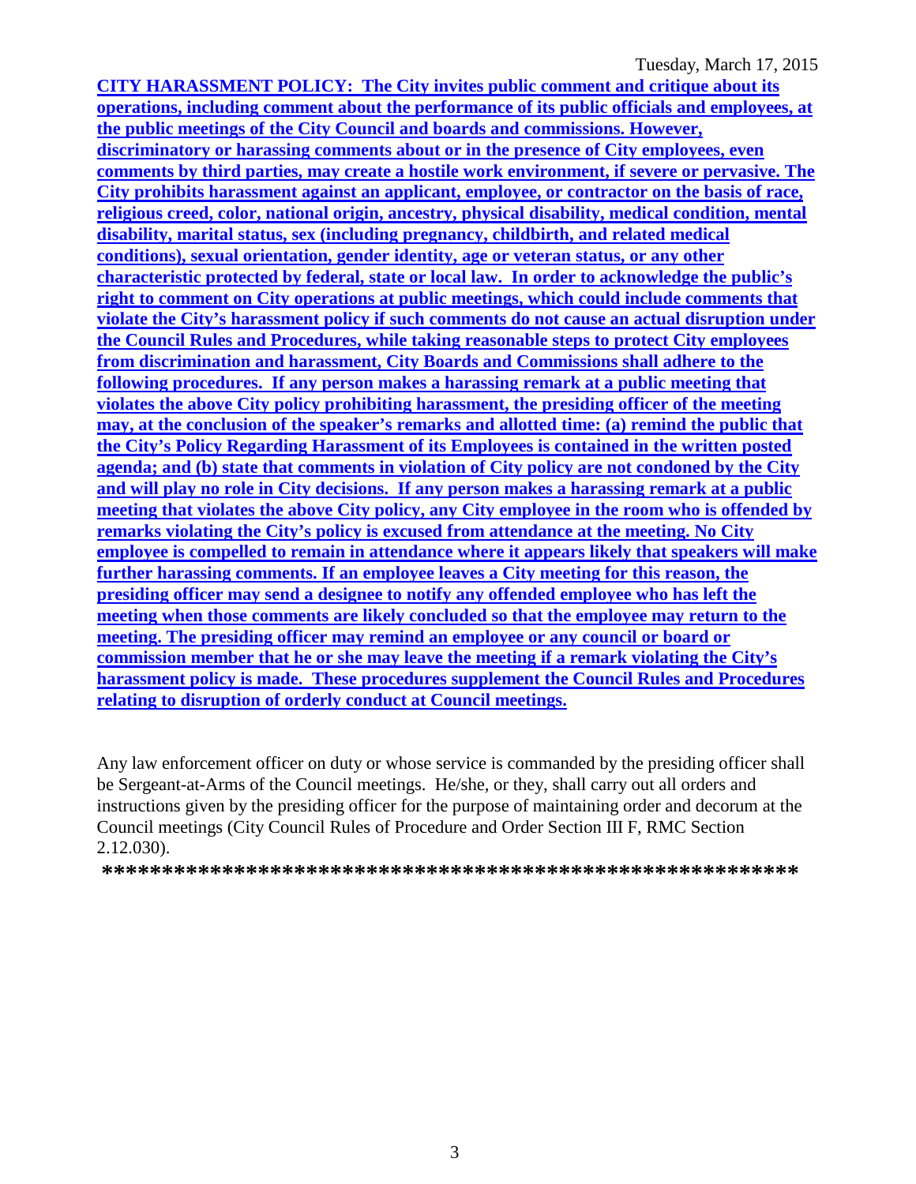**CITY HARASSMENT POLICY: The City invites public comment and critique about its operations, including comment about the performance of its public officials and employees, at the public meetings of the City Council and boards and commissions. However, discriminatory or harassing comments about or in the presence of City employees, even comments by third parties, may create a hostile work environment, if severe or pervasive. The City prohibits harassment against an applicant, employee, or contractor on the basis of race, religious creed, color, national origin, ancestry, physical disability, medical condition, mental disability, marital status, sex (including pregnancy, childbirth, and related medical conditions), sexual orientation, gender identity, age or veteran status, or any other characteristic protected by federal, state or local law. In order to acknowledge the public's right to comment on City operations at public meetings, which could include comments that violate the City's harassment policy if such comments do not cause an actual disruption under the Council Rules and Procedures, while taking reasonable steps to protect City employees from discrimination and harassment, City Boards and Commissions shall adhere to the following procedures. If any person makes a harassing remark at a public meeting that violates the above City policy prohibiting harassment, the presiding officer of the meeting may, at the conclusion of the speaker's remarks and allotted time: (a) remind the public that the City's Policy Regarding Harassment of its Employees is contained in the written posted agenda; and (b) state that comments in violation of City policy are not condoned by the City and will play no role in City decisions. If any person makes a harassing remark at a public meeting that violates the above City policy, any City employee in the room who is offended by remarks violating the City's policy is excused from attendance at the meeting. No City employee is compelled to remain in attendance where it appears likely that speakers will make further harassing comments. If an employee leaves a City meeting for this reason, the presiding officer may send a designee to notify any offended employee who has left the meeting when those comments are likely concluded so that the employee may return to the meeting. The presiding officer may remind an employee or any council or board or commission member that he or she may leave the meeting if a remark violating the City's harassment policy is made. These procedures supplement the Council Rules and Procedures relating to disruption of orderly conduct at Council meetings.**

Any law enforcement officer on duty or whose service is commanded by the presiding officer shall be Sergeant-at-Arms of the Council meetings. He/she, or they, shall carry out all orders and instructions given by the presiding officer for the purpose of maintaining order and decorum at the Council meetings (City Council Rules of Procedure and Order Section III F, RMC Section 2.12.030).

**\*\*\*\*\*\*\*\*\*\*\*\*\*\*\*\*\*\*\*\*\*\*\*\*\*\*\*\*\*\*\*\*\*\*\*\*\*\*\*\*\*\*\*\*\*\*\*\*\*\*\*\*\*\*\*\*\*\*\*\***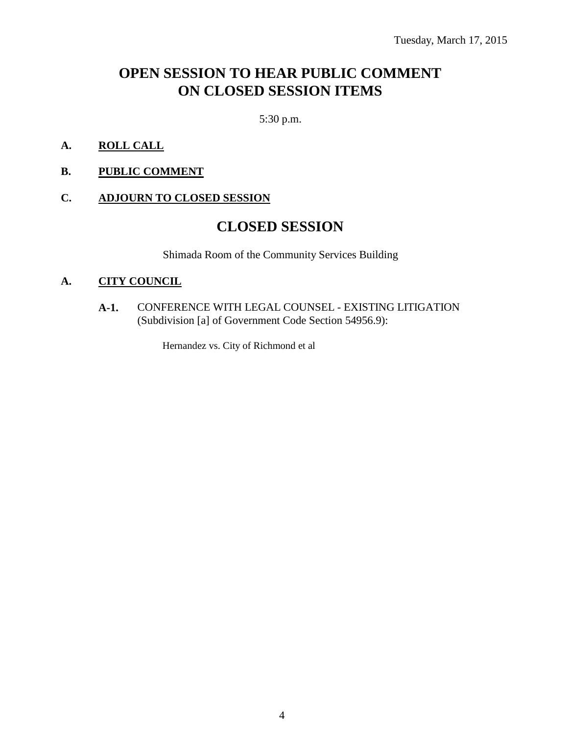Tuesday, March 17, 2015

# OPEN SESSION TO HEAR PUBLIC COMMENT ON CLOSED SESSION ITEMS

5:30 p.m.

**A. ROLL CALL**

**B. PUBLIC COMMENT**

**C. ADJOURN TO CLOSED SESSION**

# CLOSED SESSION

Shimada Room of the Community Services Building

**A. CITY COUNCIL**

**A-1.** CONFERENCE WITH LEGAL COUNSEL - EXISTING LITIGATION (Subdivision [a] of Government Code Section 54956.9):

Hernandez vs. City of Richmond et al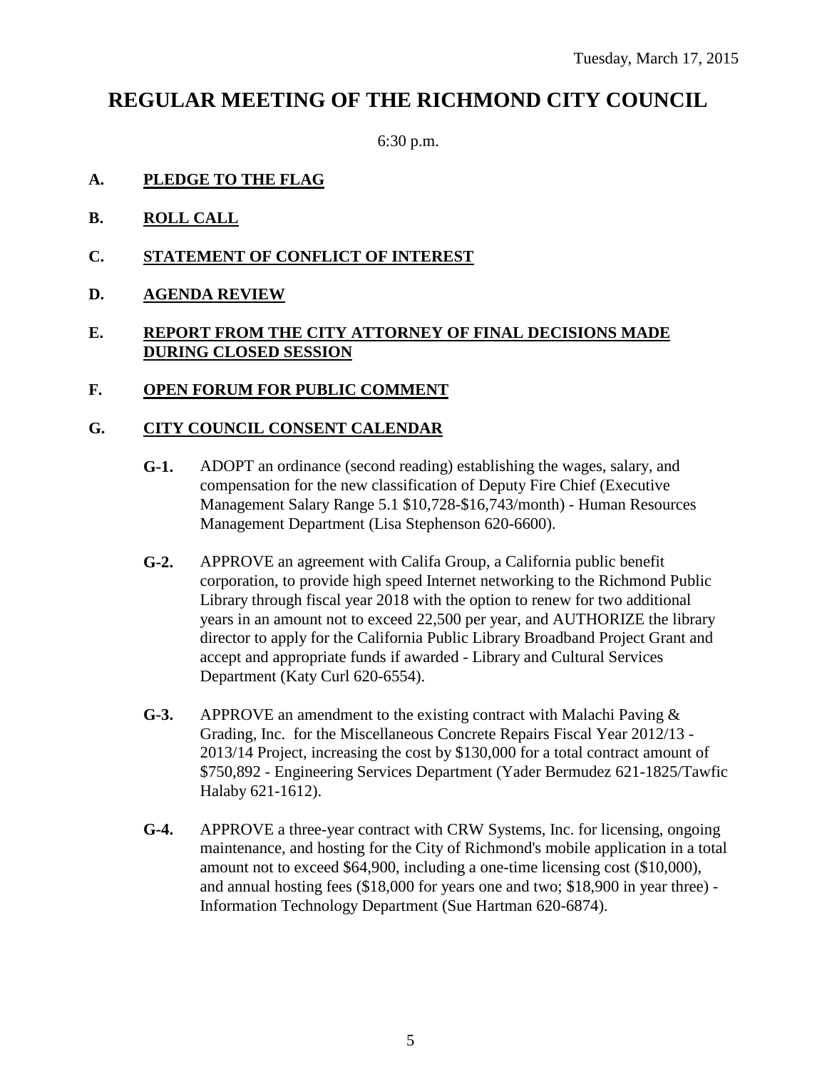Tuesday, March 17, 2015

# REGULAR MEETING OF THE RICHMOND CITY COUNCIL

6:30 p.m.

**A. PLEDGE TO THE FLAG**

**B. ROLL CALL**

**C. STATEMENT OF CONFLICT OF INTEREST**

**D. AGENDA REVIEW**

**E. REPORT FROM THE CITY ATTORNEY OF FINAL DECISIONS MADE DURING CLOSED SESSION**

**F. OPEN FORUM FOR PUBLIC COMMENT**

**G. CITY COUNCIL CONSENT CALENDAR**

**G-1.** ADOPT an ordinance (second reading) establishing the wages, salary, and compensation for the new classification of Deputy Fire Chief (Executive Management Salary Range 5.1 $10,728-$16,743/month) - Human Resources Management Department (Lisa Stephenson 620-6600).

**G-2.** APPROVE an agreement with Califa Group, a California public benefit corporation, to provide high speed Internet networking to the Richmond Public Library through fiscal year 2018 with the option to renew for two additional years in an amount not to exceed 22,500 per year, and AUTHORIZE the library director to apply for the California Public Library Broadband Project Grant and accept and appropriate funds if awarded - Library and Cultural Services Department (Katy Curl 620-6554).

**G-3.** APPROVE an amendment to the existing contract with Malachi Paving & Grading, Inc. for the Miscellaneous Concrete Repairs Fiscal Year 2012/13 - 2013/14 Project, increasing the cost by $130,000 for a total contract amount of $750,892 - Engineering Services Department (Yader Bermudez 621-1825/Tawfic Halaby 621-1612).

**G-4.** APPROVE a three-year contract with CRW Systems, Inc. for licensing, ongoing maintenance, and hosting for the City of Richmond's mobile application in a total amount not to exceed $64,900, including a one-time licensing cost ($10,000), and annual hosting fees ($18,000 for years one and two; $18,900 in year three) - Information Technology Department (Sue Hartman 620-6874).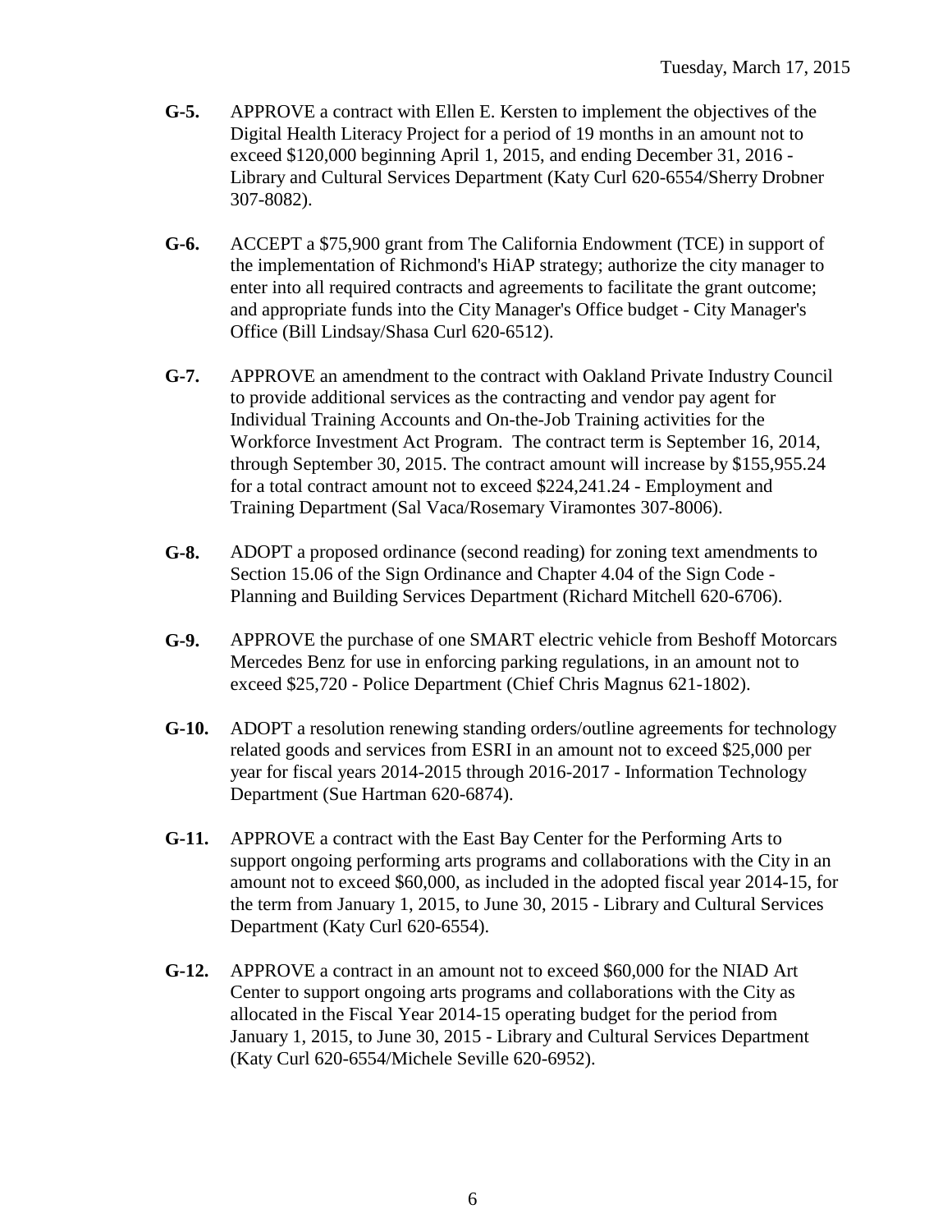**G-5.** APPROVE a contract with Ellen E. Kersten to implement the objectives of the Digital Health Literacy Project for a period of 19 months in an amount not to exceed $120,000 beginning April 1, 2015, and ending December 31, 2016 - Library and Cultural Services Department (Katy Curl 620-6554/Sherry Drobner 307-8082).

**G-6.** ACCEPT a $75,900 grant from The California Endowment (TCE) in support of the implementation of Richmond's HiAP strategy; authorize the city manager to enter into all required contracts and agreements to facilitate the grant outcome; and appropriate funds into the City Manager's Office budget - City Manager's Office (Bill Lindsay/Shasa Curl 620-6512).

**G-7.** APPROVE an amendment to the contract with Oakland Private Industry Council to provide additional services as the contracting and vendor pay agent for Individual Training Accounts and On-the-Job Training activities for the Workforce Investment Act Program. The contract term is September 16, 2014, through September 30, 2015. The contract amount will increase by $155,955.24 for a total contract amount not to exceed $224,241.24 - Employment and Training Department (Sal Vaca/Rosemary Viramontes 307-8006).

**G-8.** ADOPT a proposed ordinance (second reading) for zoning text amendments to Section 15.06 of the Sign Ordinance and Chapter 4.04 of the Sign Code - Planning and Building Services Department (Richard Mitchell 620-6706).

**G-9.** APPROVE the purchase of one SMART electric vehicle from Beshoff Motorcars Mercedes Benz for use in enforcing parking regulations, in an amount not to exceed $25,720 - Police Department (Chief Chris Magnus 621-1802).

**G-10.** ADOPT a resolution renewing standing orders/outline agreements for technology related goods and services from ESRI in an amount not to exceed $25,000 per year for fiscal years 2014-2015 through 2016-2017 - Information Technology Department (Sue Hartman 620-6874).

**G-11.** APPROVE a contract with the East Bay Center for the Performing Arts to support ongoing performing arts programs and collaborations with the City in an amount not to exceed $60,000, as included in the adopted fiscal year 2014-15, for the term from January 1, 2015, to June 30, 2015 - Library and Cultural Services Department (Katy Curl 620-6554).

**G-12.** APPROVE a contract in an amount not to exceed $60,000 for the NIAD Art Center to support ongoing arts programs and collaborations with the City as allocated in the Fiscal Year 2014-15 operating budget for the period from January 1, 2015, to June 30, 2015 - Library and Cultural Services Department (Katy Curl 620-6554/Michele Seville 620-6952).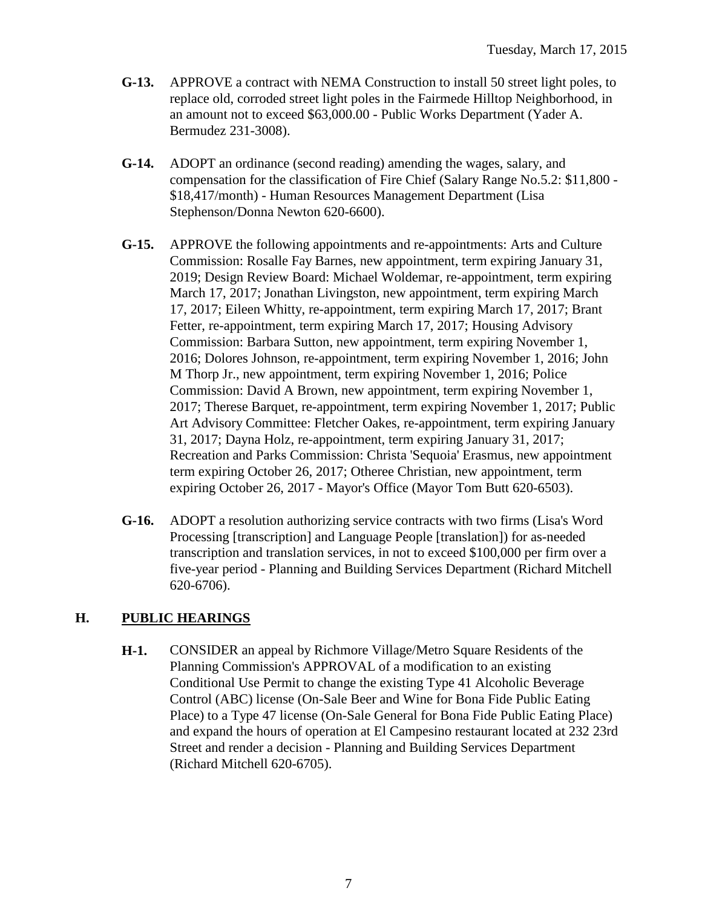**G-13.** APPROVE a contract with NEMA Construction to install 50 street light poles, to replace old, corroded street light poles in the Fairmede Hilltop Neighborhood, in an amount not to exceed $63,000.00 - Public Works Department (Yader A. Bermudez 231-3008).

**G-14.** ADOPT an ordinance (second reading) amending the wages, salary, and compensation for the classification of Fire Chief (Salary Range No.5.2: $11,800 - $18,417/month) - Human Resources Management Department (Lisa Stephenson/Donna Newton 620-6600).

**G-15.** APPROVE the following appointments and re-appointments: Arts and Culture Commission: Rosalle Fay Barnes, new appointment, term expiring January 31, 2019; Design Review Board: Michael Woldemar, re-appointment, term expiring March 17, 2017; Jonathan Livingston, new appointment, term expiring March 17, 2017; Eileen Whitty, re-appointment, term expiring March 17, 2017; Brant Fetter, re-appointment, term expiring March 17, 2017; Housing Advisory Commission: Barbara Sutton, new appointment, term expiring November 1, 2016; Dolores Johnson, re-appointment, term expiring November 1, 2016; John M Thorp Jr., new appointment, term expiring November 1, 2016; Police Commission: David A Brown, new appointment, term expiring November 1, 2017; Therese Barquet, re-appointment, term expiring November 1, 2017; Public Art Advisory Committee: Fletcher Oakes, re-appointment, term expiring January 31, 2017; Dayna Holz, re-appointment, term expiring January 31, 2017; Recreation and Parks Commission: Christa 'Sequoia' Erasmus, new appointment term expiring October 26, 2017; Otheree Christian, new appointment, term expiring October 26, 2017 - Mayor's Office (Mayor Tom Butt 620-6503).

**G-16.** ADOPT a resolution authorizing service contracts with two firms (Lisa's Word Processing [transcription] and Language People [translation]) for as-needed transcription and translation services, in not to exceed $100,000 per firm over a five-year period - Planning and Building Services Department (Richard Mitchell 620-6706).

## H. PUBLIC HEARINGS

**H-1.** CONSIDER an appeal by Richmore Village/Metro Square Residents of the Planning Commission's APPROVAL of a modification to an existing Conditional Use Permit to change the existing Type 41 Alcoholic Beverage Control (ABC) license (On-Sale Beer and Wine for Bona Fide Public Eating Place) to a Type 47 license (On-Sale General for Bona Fide Public Eating Place) and expand the hours of operation at El Campesino restaurant located at 232 23rd Street and render a decision - Planning and Building Services Department (Richard Mitchell 620-6705).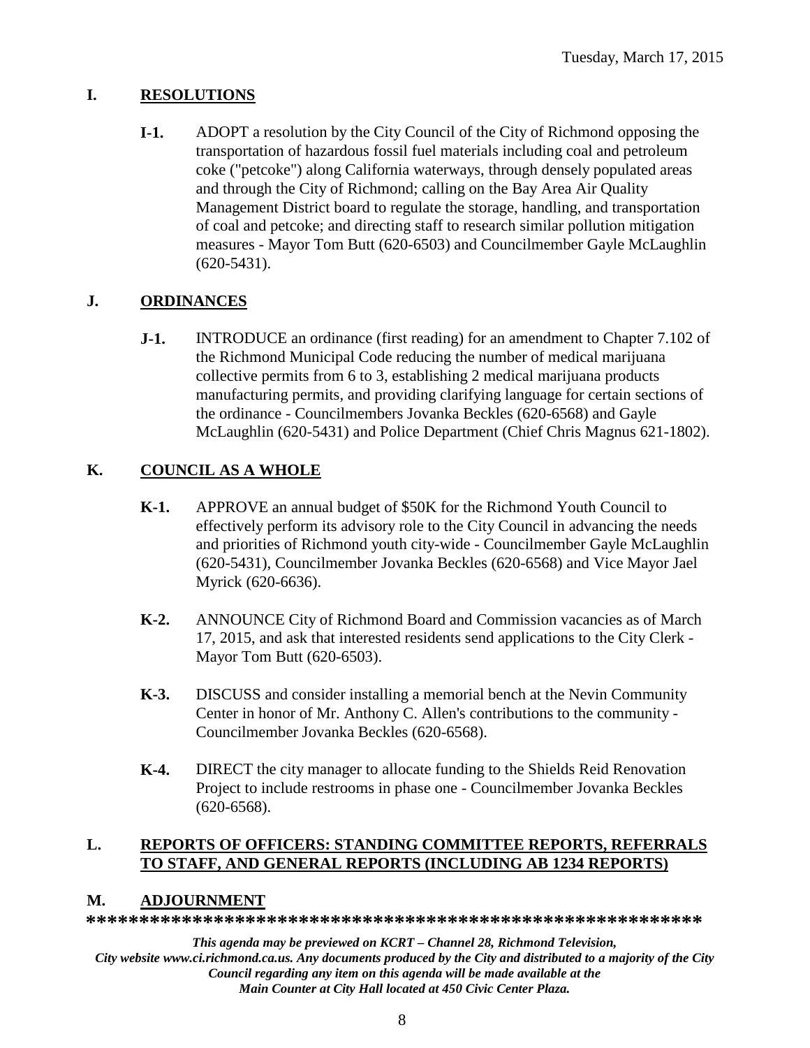## I. RESOLUTIONS

**I-1.** ADOPT a resolution by the City Council of the City of Richmond opposing the transportation of hazardous fossil fuel materials including coal and petroleum coke ("petcoke") along California waterways, through densely populated areas and through the City of Richmond; calling on the Bay Area Air Quality Management District board to regulate the storage, handling, and transportation of coal and petcoke; and directing staff to research similar pollution mitigation measures - Mayor Tom Butt (620-6503) and Councilmember Gayle McLaughlin (620-5431).

## J. ORDINANCES

**J-1.** INTRODUCE an ordinance (first reading) for an amendment to Chapter 7.102 of the Richmond Municipal Code reducing the number of medical marijuana collective permits from 6 to 3, establishing 2 medical marijuana products manufacturing permits, and providing clarifying language for certain sections of the ordinance - Councilmembers Jovanka Beckles (620-6568) and Gayle McLaughlin (620-5431) and Police Department (Chief Chris Magnus 621-1802).

## K. COUNCIL AS A WHOLE

**K-1.** APPROVE an annual budget of $50K for the Richmond Youth Council to effectively perform its advisory role to the City Council in advancing the needs and priorities of Richmond youth city-wide - Councilmember Gayle McLaughlin (620-5431), Councilmember Jovanka Beckles (620-6568) and Vice Mayor Jael Myrick (620-6636).

**K-2.** ANNOUNCE City of Richmond Board and Commission vacancies as of March 17, 2015, and ask that interested residents send applications to the City Clerk - Mayor Tom Butt (620-6503).

**K-3.** DISCUSS and consider installing a memorial bench at the Nevin Community Center in honor of Mr. Anthony C. Allen's contributions to the community - Councilmember Jovanka Beckles (620-6568).

**K-4.** DIRECT the city manager to allocate funding to the Shields Reid Renovation Project to include restrooms in phase one - Councilmember Jovanka Beckles (620-6568).

## L. REPORTS OF OFFICERS: STANDING COMMITTEE REPORTS, REFERRALS TO STAFF, AND GENERAL REPORTS (INCLUDING AB 1234 REPORTS)

## M. ADJOURNMENT

**********************************************************

*This agenda may be previewed on KCRT – Channel 28, Richmond Television, City website www.ci.richmond.ca.us. Any documents produced by the City and distributed to a majority of the City Council regarding any item on this agenda will be made available at the Main Counter at City Hall located at 450 Civic Center Plaza.*